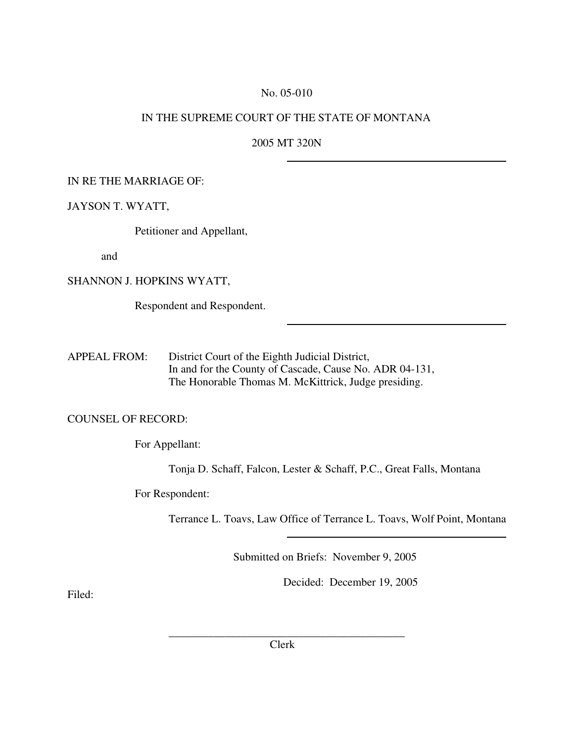No. 05-010

IN THE SUPREME COURT OF THE STATE OF MONTANA

2005 MT 320N

---

IN RE THE MARRIAGE OF:

JAYSON T. WYATT,

Petitioner and Appellant,

and

SHANNON J. HOPKINS WYATT,

Respondent and Respondent.

---

APPEAL FROM: District Court of the Eighth Judicial District,
In and for the County of Cascade, Cause No. ADR 04-131,
The Honorable Thomas M. McKittrick, Judge presiding.

COUNSEL OF RECORD:

For Appellant:

Tonja D. Schaff, Falcon, Lester & Schaff, P.C., Great Falls, Montana

For Respondent:

Terrance L. Toavs, Law Office of Terrance L. Toavs, Wolf Point, Montana

---

Submitted on Briefs: November 9, 2005

Decided: December 19, 2005

Filed:

\_\_\_\_\_\_\_\_\_\_\_\_\_\_\_\_\_\_\_\_\_\_\_\_\_\_\_\_\_\_\_\_\_\_\_\_\_\_\_\_\_\_\_\_
Clerk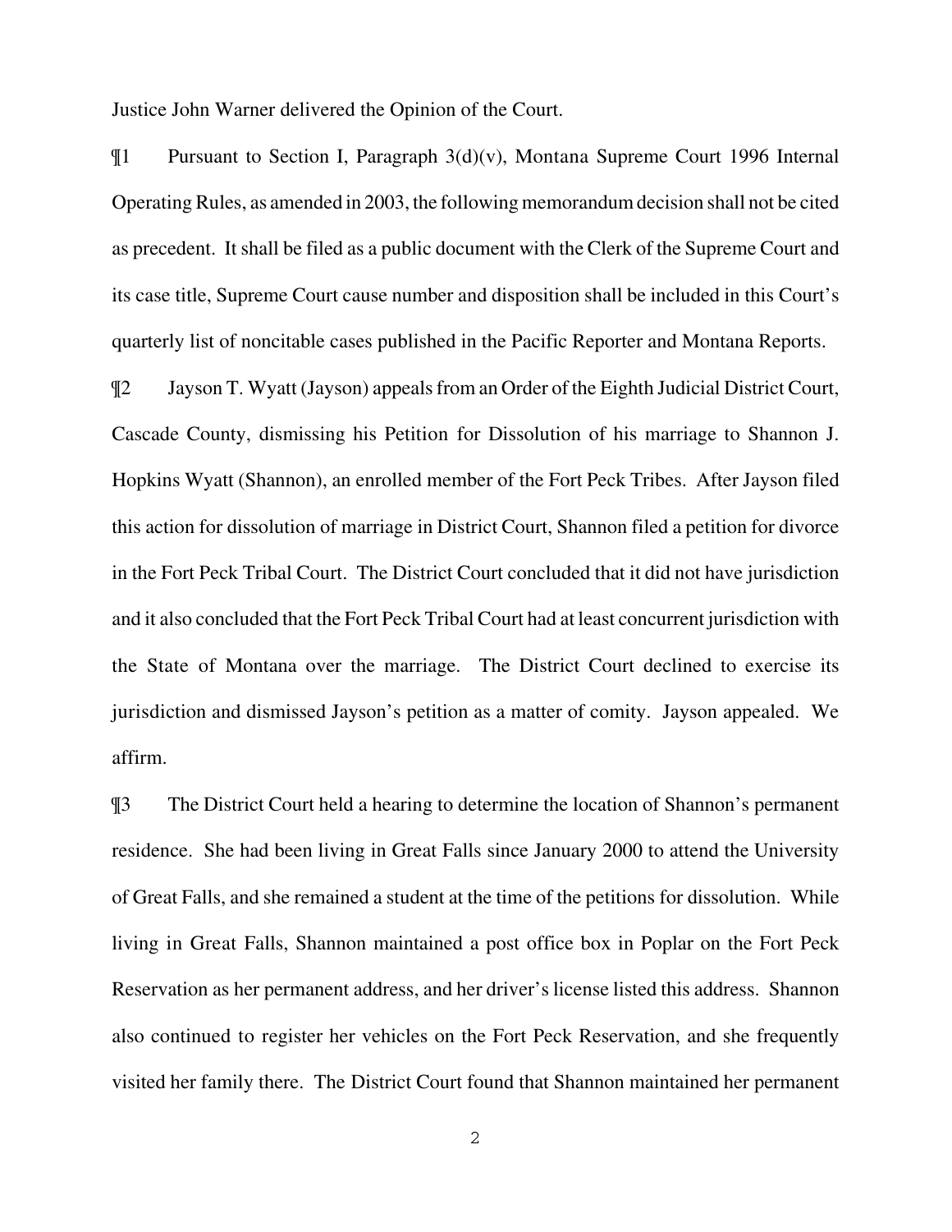Justice John Warner delivered the Opinion of the Court.

¶1 Pursuant to Section I, Paragraph 3(d)(v), Montana Supreme Court 1996 Internal Operating Rules, as amended in 2003, the following memorandum decision shall not be cited as precedent. It shall be filed as a public document with the Clerk of the Supreme Court and its case title, Supreme Court cause number and disposition shall be included in this Court's quarterly list of noncitable cases published in the Pacific Reporter and Montana Reports.

¶2 Jayson T. Wyatt (Jayson) appeals from an Order of the Eighth Judicial District Court, Cascade County, dismissing his Petition for Dissolution of his marriage to Shannon J. Hopkins Wyatt (Shannon), an enrolled member of the Fort Peck Tribes. After Jayson filed this action for dissolution of marriage in District Court, Shannon filed a petition for divorce in the Fort Peck Tribal Court. The District Court concluded that it did not have jurisdiction and it also concluded that the Fort Peck Tribal Court had at least concurrent jurisdiction with the State of Montana over the marriage. The District Court declined to exercise its jurisdiction and dismissed Jayson's petition as a matter of comity. Jayson appealed. We affirm.

¶3 The District Court held a hearing to determine the location of Shannon's permanent residence. She had been living in Great Falls since January 2000 to attend the University of Great Falls, and she remained a student at the time of the petitions for dissolution. While living in Great Falls, Shannon maintained a post office box in Poplar on the Fort Peck Reservation as her permanent address, and her driver's license listed this address. Shannon also continued to register her vehicles on the Fort Peck Reservation, and she frequently visited her family there. The District Court found that Shannon maintained her permanent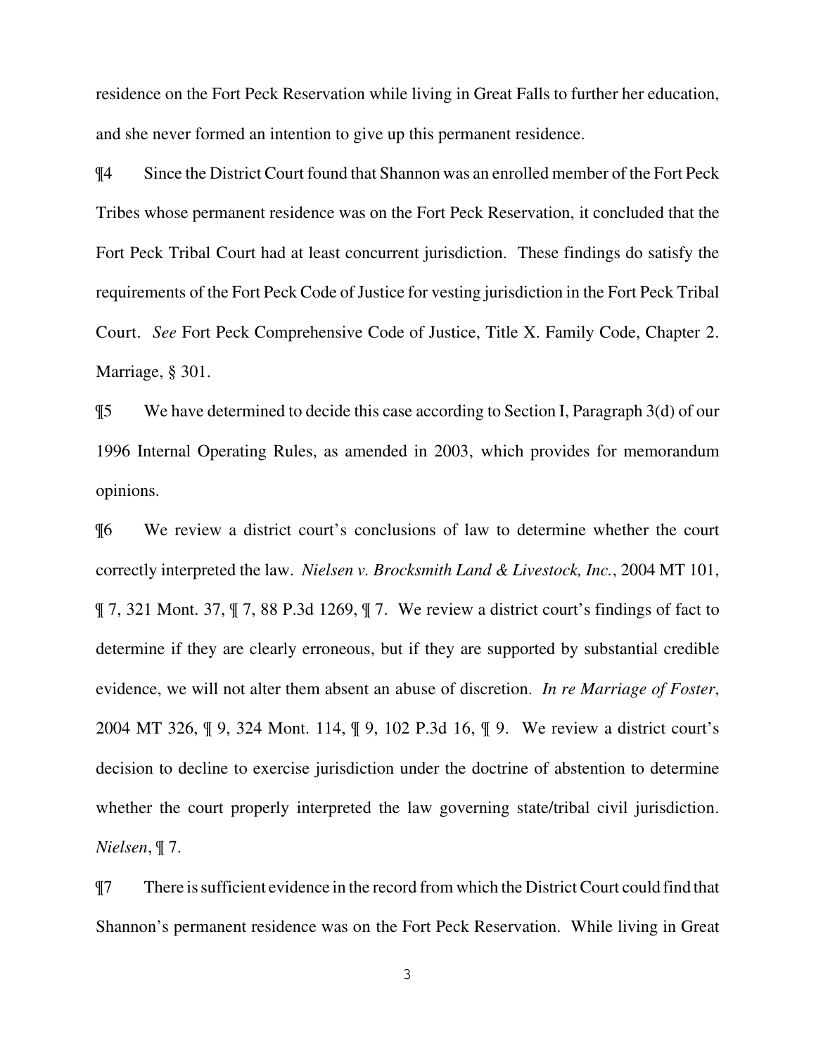residence on the Fort Peck Reservation while living in Great Falls to further her education, and she never formed an intention to give up this permanent residence.

¶4 Since the District Court found that Shannon was an enrolled member of the Fort Peck Tribes whose permanent residence was on the Fort Peck Reservation, it concluded that the Fort Peck Tribal Court had at least concurrent jurisdiction. These findings do satisfy the requirements of the Fort Peck Code of Justice for vesting jurisdiction in the Fort Peck Tribal Court. *See* Fort Peck Comprehensive Code of Justice, Title X. Family Code, Chapter 2. Marriage, § 301.

¶5 We have determined to decide this case according to Section I, Paragraph 3(d) of our 1996 Internal Operating Rules, as amended in 2003, which provides for memorandum opinions.

¶6 We review a district court's conclusions of law to determine whether the court correctly interpreted the law. *Nielsen v. Brocksmith Land & Livestock, Inc.*, 2004 MT 101, ¶ 7, 321 Mont. 37, ¶ 7, 88 P.3d 1269, ¶ 7. We review a district court's findings of fact to determine if they are clearly erroneous, but if they are supported by substantial credible evidence, we will not alter them absent an abuse of discretion. *In re Marriage of Foster*, 2004 MT 326, ¶ 9, 324 Mont. 114, ¶ 9, 102 P.3d 16, ¶ 9. We review a district court's decision to decline to exercise jurisdiction under the doctrine of abstention to determine whether the court properly interpreted the law governing state/tribal civil jurisdiction. *Nielsen*, ¶ 7.

¶7 There is sufficient evidence in the record from which the District Court could find that Shannon's permanent residence was on the Fort Peck Reservation. While living in Great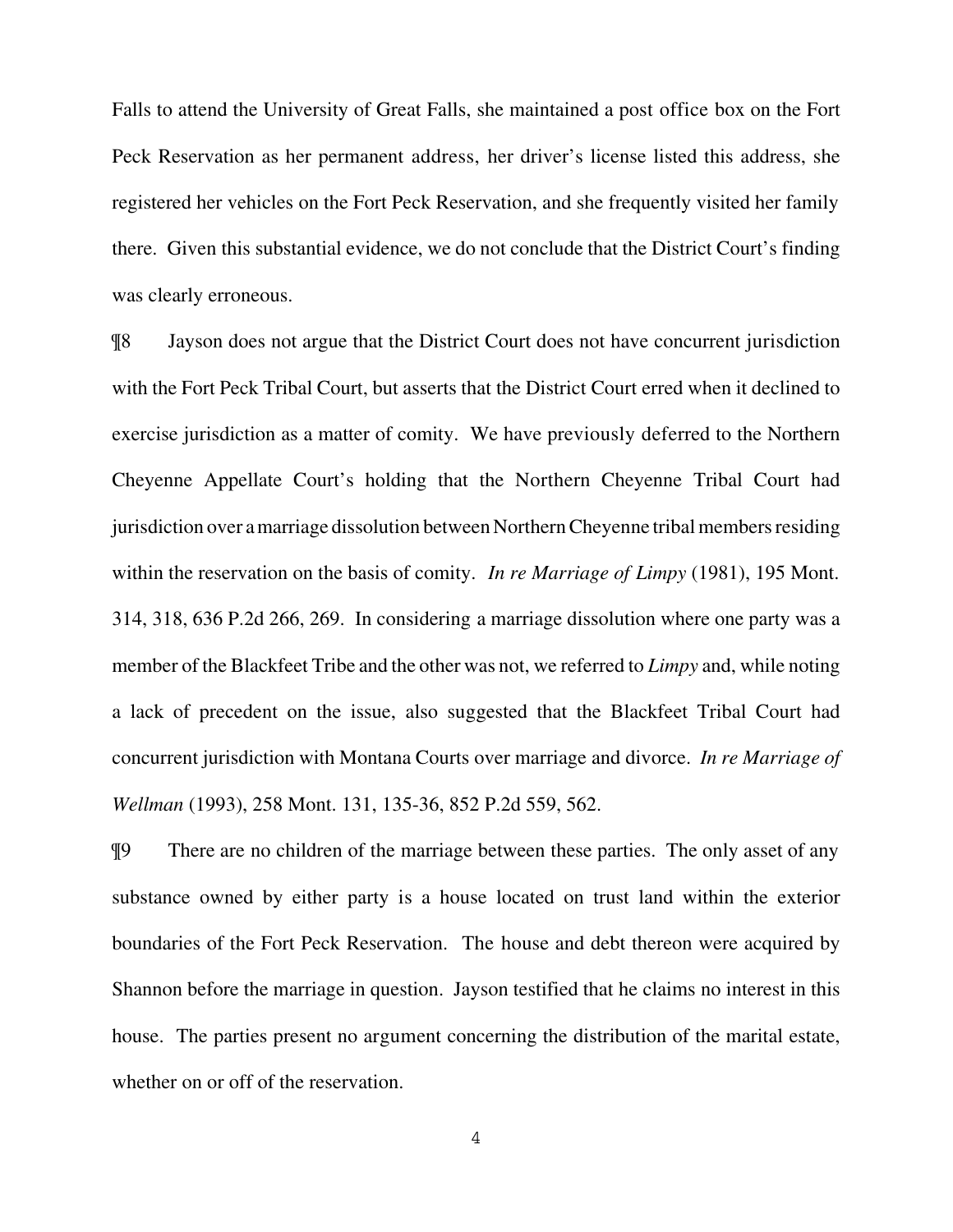Falls to attend the University of Great Falls, she maintained a post office box on the Fort Peck Reservation as her permanent address, her driver's license listed this address, she registered her vehicles on the Fort Peck Reservation, and she frequently visited her family there. Given this substantial evidence, we do not conclude that the District Court's finding was clearly erroneous.

¶8 Jayson does not argue that the District Court does not have concurrent jurisdiction with the Fort Peck Tribal Court, but asserts that the District Court erred when it declined to exercise jurisdiction as a matter of comity. We have previously deferred to the Northern Cheyenne Appellate Court's holding that the Northern Cheyenne Tribal Court had jurisdiction over a marriage dissolution between Northern Cheyenne tribal members residing within the reservation on the basis of comity. *In re Marriage of Limpy* (1981), 195 Mont. 314, 318, 636 P.2d 266, 269. In considering a marriage dissolution where one party was a member of the Blackfeet Tribe and the other was not, we referred to *Limpy* and, while noting a lack of precedent on the issue, also suggested that the Blackfeet Tribal Court had concurrent jurisdiction with Montana Courts over marriage and divorce. *In re Marriage of Wellman* (1993), 258 Mont. 131, 135-36, 852 P.2d 559, 562.

¶9 There are no children of the marriage between these parties. The only asset of any substance owned by either party is a house located on trust land within the exterior boundaries of the Fort Peck Reservation. The house and debt thereon were acquired by Shannon before the marriage in question. Jayson testified that he claims no interest in this house. The parties present no argument concerning the distribution of the marital estate, whether on or off of the reservation.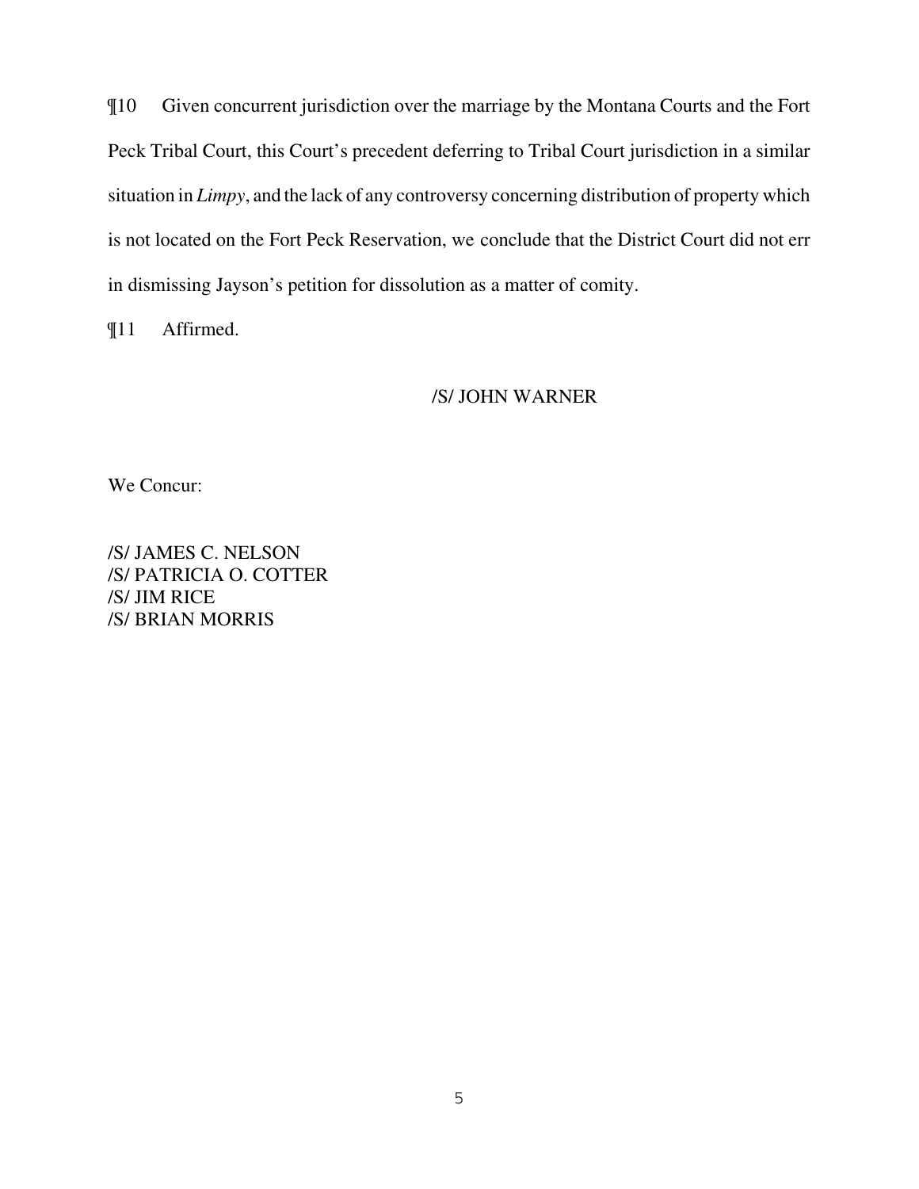¶10 Given concurrent jurisdiction over the marriage by the Montana Courts and the Fort Peck Tribal Court, this Court's precedent deferring to Tribal Court jurisdiction in a similar situation in *Limpy*, and the lack of any controversy concerning distribution of property which is not located on the Fort Peck Reservation, we conclude that the District Court did not err in dismissing Jayson's petition for dissolution as a matter of comity.

¶11 Affirmed.

/S/ JOHN WARNER

We Concur:

/S/ JAMES C. NELSON
/S/ PATRICIA O. COTTER
/S/ JIM RICE
/S/ BRIAN MORRIS